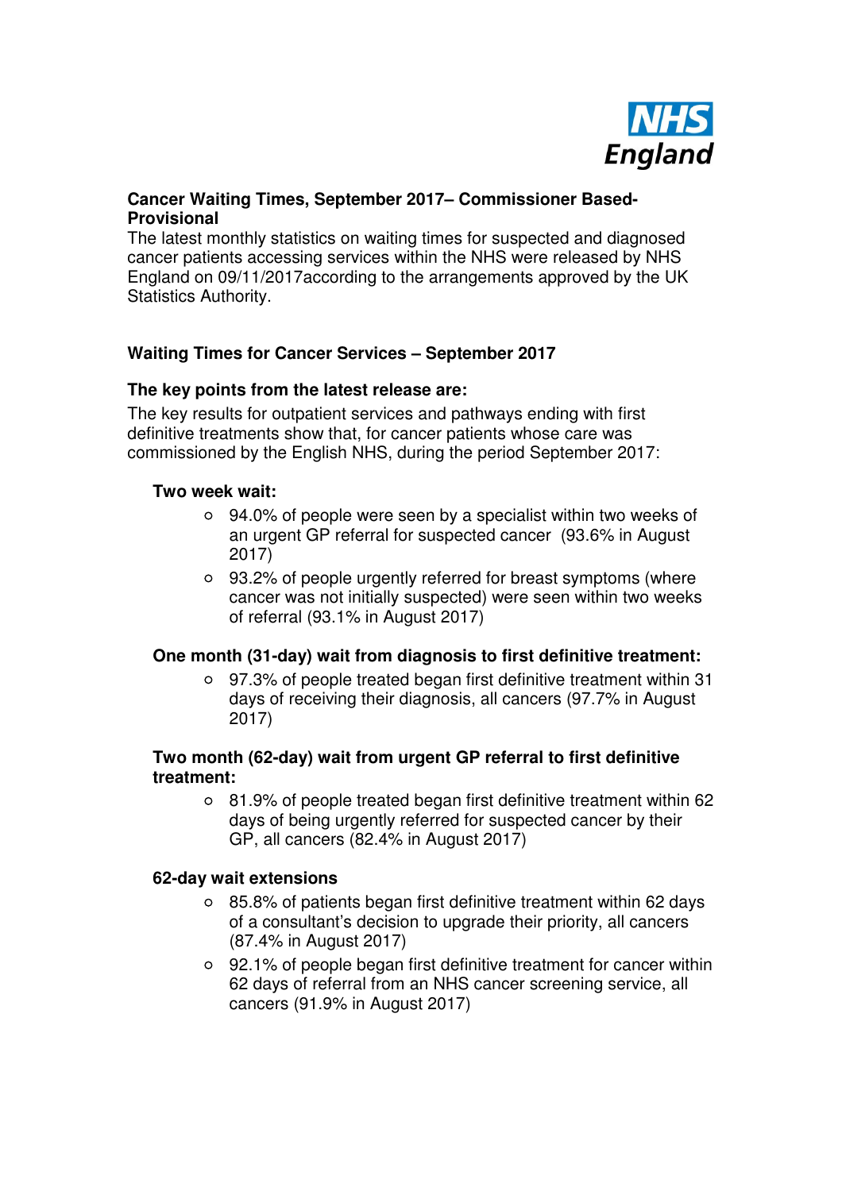NHS England

**Cancer Waiting Times, September 2017– Commissioner Based-Provisional**

The latest monthly statistics on waiting times for suspected and diagnosed cancer patients accessing services within the NHS were released by NHS England on 09/11/2017according to the arrangements approved by the UK Statistics Authority.

## Waiting Times for Cancer Services – September 2017

### The key points from the latest release are:

The key results for outpatient services and pathways ending with first definitive treatments show that, for cancer patients whose care was commissioned by the English NHS, during the period September 2017:

#### Two week wait:

- 94.0% of people were seen by a specialist within two weeks of an urgent GP referral for suspected cancer (93.6% in August 2017)
- 93.2% of people urgently referred for breast symptoms (where cancer was not initially suspected) were seen within two weeks of referral (93.1% in August 2017)

#### One month (31-day) wait from diagnosis to first definitive treatment:

- 97.3% of people treated began first definitive treatment within 31 days of receiving their diagnosis, all cancers (97.7% in August 2017)

#### Two month (62-day) wait from urgent GP referral to first definitive treatment:

- 81.9% of people treated began first definitive treatment within 62 days of being urgently referred for suspected cancer by their GP, all cancers (82.4% in August 2017)

#### 62-day wait extensions

- 85.8% of patients began first definitive treatment within 62 days of a consultant's decision to upgrade their priority, all cancers (87.4% in August 2017)
- 92.1% of people began first definitive treatment for cancer within 62 days of referral from an NHS cancer screening service, all cancers (91.9% in August 2017)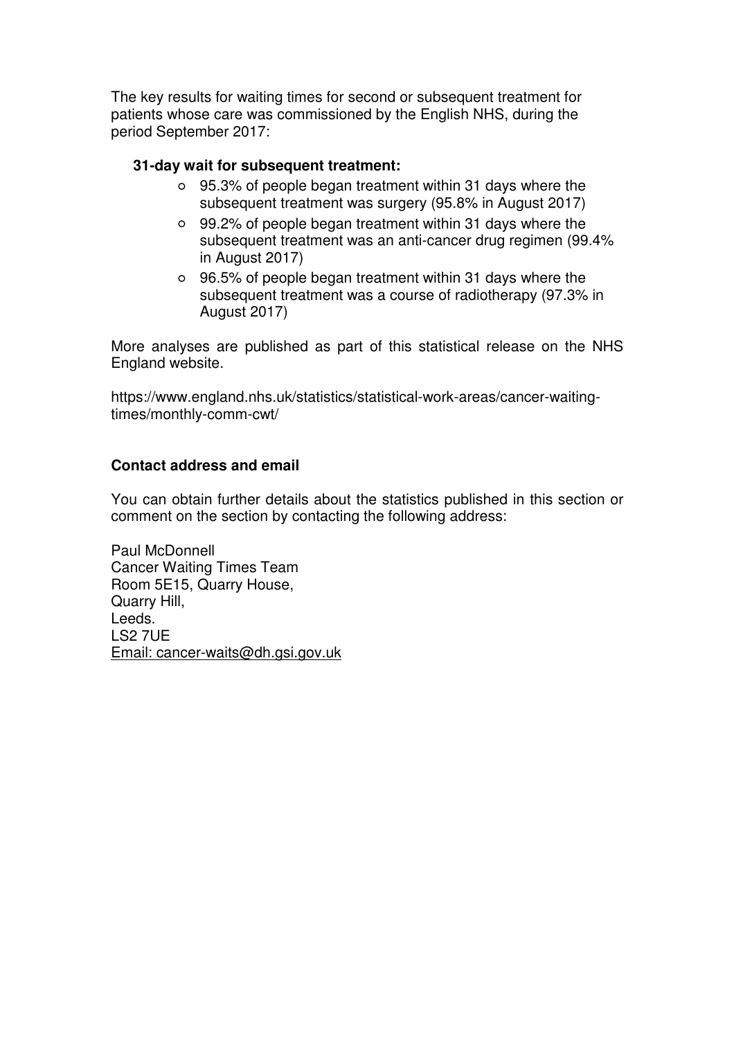The key results for waiting times for second or subsequent treatment for patients whose care was commissioned by the English NHS, during the period September 2017:

**31-day wait for subsequent treatment:**

- 95.3% of people began treatment within 31 days where the subsequent treatment was surgery (95.8% in August 2017)
- 99.2% of people began treatment within 31 days where the subsequent treatment was an anti-cancer drug regimen (99.4% in August 2017)
- 96.5% of people began treatment within 31 days where the subsequent treatment was a course of radiotherapy (97.3% in August 2017)

More analyses are published as part of this statistical release on the NHS England website.

https://www.england.nhs.uk/statistics/statistical-work-areas/cancer-waiting-times/monthly-comm-cwt/

**Contact address and email**

You can obtain further details about the statistics published in this section or comment on the section by contacting the following address:

Paul McDonnell
Cancer Waiting Times Team
Room 5E15, Quarry House,
Quarry Hill,
Leeds.
LS2 7UE
Email: cancer-waits@dh.gsi.gov.uk